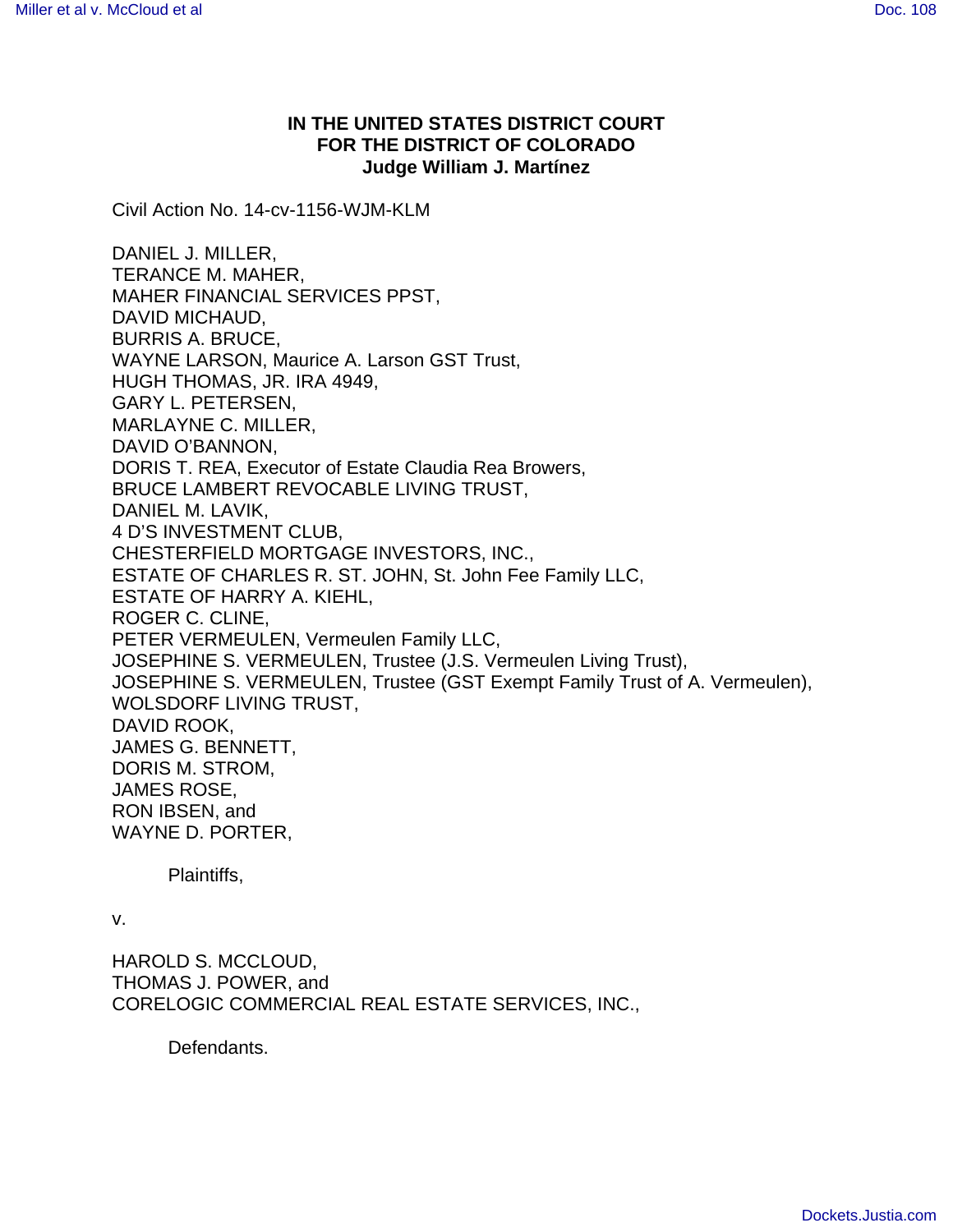**IN THE UNITED STATES DISTRICT COURT**
**FOR THE DISTRICT OF COLORADO**
**Judge William J. Martínez**

Civil Action No. 14-cv-1156-WJM-KLM

DANIEL J. MILLER,
TERANCE M. MAHER,
MAHER FINANCIAL SERVICES PPST,
DAVID MICHAUD,
BURRIS A. BRUCE,
WAYNE LARSON, Maurice A. Larson GST Trust,
HUGH THOMAS, JR. IRA 4949,
GARY L. PETERSEN,
MARLAYNE C. MILLER,
DAVID O'BANNON,
DORIS T. REA, Executor of Estate Claudia Rea Browers,
BRUCE LAMBERT REVOCABLE LIVING TRUST,
DANIEL M. LAVIK,
4 D'S INVESTMENT CLUB,
CHESTERFIELD MORTGAGE INVESTORS, INC.,
ESTATE OF CHARLES R. ST. JOHN, St. John Fee Family LLC,
ESTATE OF HARRY A. KIEHL,
ROGER C. CLINE,
PETER VERMEULEN, Vermeulen Family LLC,
JOSEPHINE S. VERMEULEN, Trustee (J.S. Vermeulen Living Trust),
JOSEPHINE S. VERMEULEN, Trustee (GST Exempt Family Trust of A. Vermeulen),
WOLSDORF LIVING TRUST,
DAVID ROOK,
JAMES G. BENNETT,
DORIS M. STROM,
JAMES ROSE,
RON IBSEN, and
WAYNE D. PORTER,

Plaintiffs,

v.

HAROLD S. MCCLOUD,
THOMAS J. POWER, and
CORELOGIC COMMERCIAL REAL ESTATE SERVICES, INC.,

Defendants.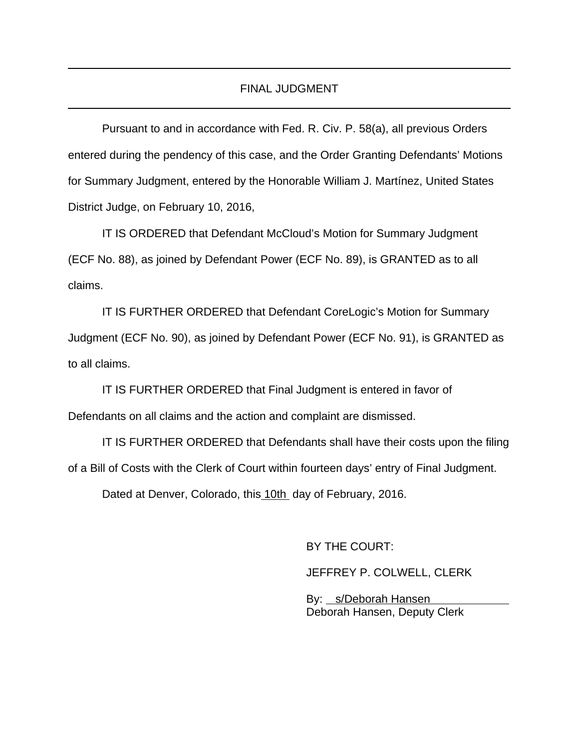# FINAL JUDGMENT

Pursuant to and in accordance with Fed. R. Civ. P. 58(a), all previous Orders entered during the pendency of this case, and the Order Granting Defendants' Motions for Summary Judgment, entered by the Honorable William J. Martínez, United States District Judge, on February 10, 2016,

IT IS ORDERED that Defendant McCloud's Motion for Summary Judgment (ECF No. 88), as joined by Defendant Power (ECF No. 89), is GRANTED as to all claims.

IT IS FURTHER ORDERED that Defendant CoreLogic's Motion for Summary Judgment (ECF No. 90), as joined by Defendant Power (ECF No. 91), is GRANTED as to all claims.

IT IS FURTHER ORDERED that Final Judgment is entered in favor of Defendants on all claims and the action and complaint are dismissed.

IT IS FURTHER ORDERED that Defendants shall have their costs upon the filing of a Bill of Costs with the Clerk of Court within fourteen days' entry of Final Judgment.

Dated at Denver, Colorado, this 10th day of February, 2016.

BY THE COURT:

JEFFREY P. COLWELL, CLERK

By: s/Deborah Hansen
Deborah Hansen, Deputy Clerk